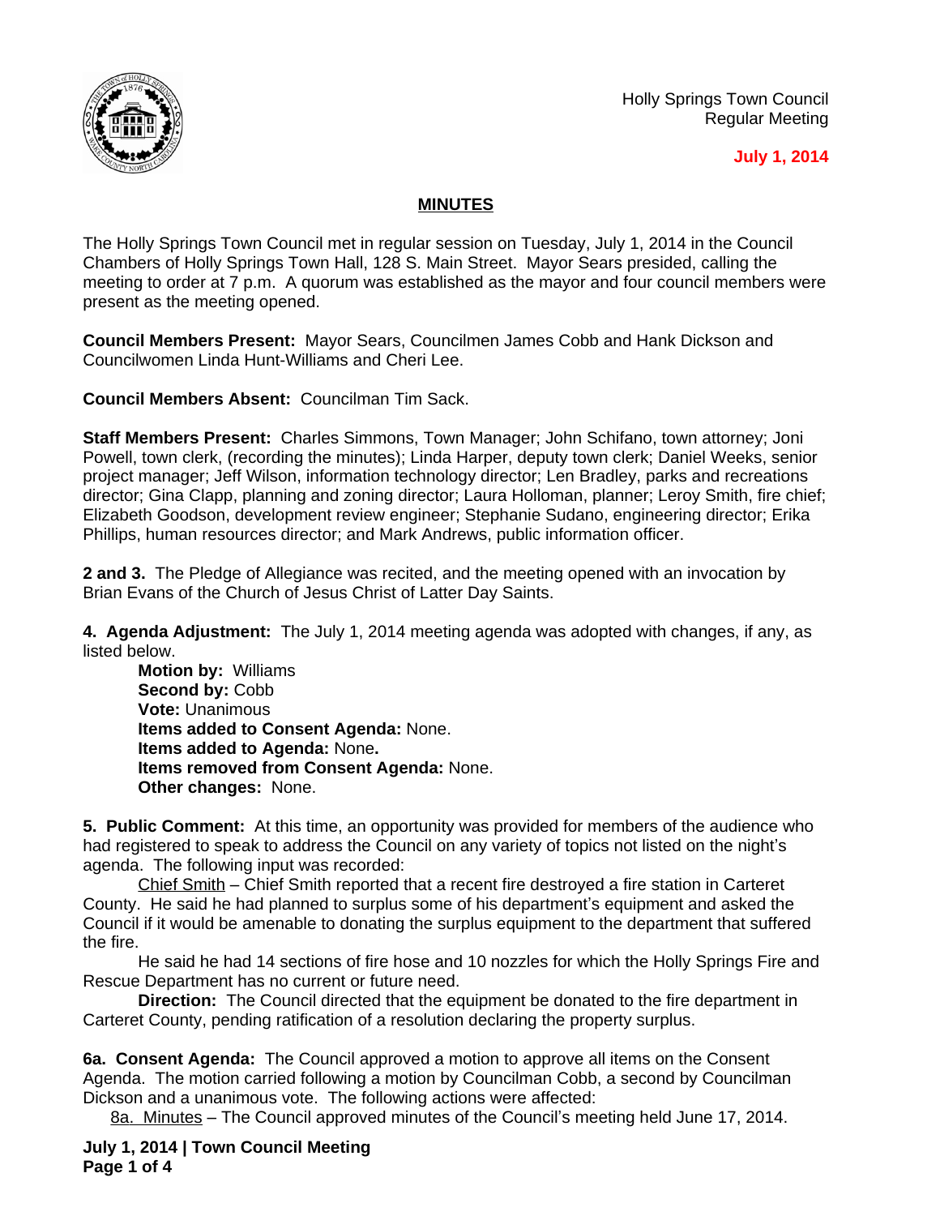Holly Springs Town Council
Regular Meeting

**July 1, 2014**

## MINUTES

The Holly Springs Town Council met in regular session on Tuesday, July 1, 2014 in the Council Chambers of Holly Springs Town Hall, 128 S. Main Street. Mayor Sears presided, calling the meeting to order at 7 p.m. A quorum was established as the mayor and four council members were present as the meeting opened.

**Council Members Present:** Mayor Sears, Councilmen James Cobb and Hank Dickson and Councilwomen Linda Hunt-Williams and Cheri Lee.

**Council Members Absent:** Councilman Tim Sack.

**Staff Members Present:** Charles Simmons, Town Manager; John Schifano, town attorney; Joni Powell, town clerk, (recording the minutes); Linda Harper, deputy town clerk; Daniel Weeks, senior project manager; Jeff Wilson, information technology director; Len Bradley, parks and recreations director; Gina Clapp, planning and zoning director; Laura Holloman, planner; Leroy Smith, fire chief; Elizabeth Goodson, development review engineer; Stephanie Sudano, engineering director; Erika Phillips, human resources director; and Mark Andrews, public information officer.

**2 and 3.** The Pledge of Allegiance was recited, and the meeting opened with an invocation by Brian Evans of the Church of Jesus Christ of Latter Day Saints.

**4. Agenda Adjustment:** The July 1, 2014 meeting agenda was adopted with changes, if any, as listed below.

**Motion by:** Williams
**Second by:** Cobb
**Vote:** Unanimous
**Items added to Consent Agenda:** None.
**Items added to Agenda:** None**.**
**Items removed from Consent Agenda:** None.
**Other changes:** None.

**5. Public Comment:** At this time, an opportunity was provided for members of the audience who had registered to speak to address the Council on any variety of topics not listed on the night's agenda. The following input was recorded:

Chief Smith – Chief Smith reported that a recent fire destroyed a fire station in Carteret County. He said he had planned to surplus some of his department's equipment and asked the Council if it would be amenable to donating the surplus equipment to the department that suffered the fire.

He said he had 14 sections of fire hose and 10 nozzles for which the Holly Springs Fire and Rescue Department has no current or future need.

**Direction:** The Council directed that the equipment be donated to the fire department in Carteret County, pending ratification of a resolution declaring the property surplus.

**6a. Consent Agenda:** The Council approved a motion to approve all items on the Consent Agenda. The motion carried following a motion by Councilman Cobb, a second by Councilman Dickson and a unanimous vote. The following actions were affected:

8a. Minutes – The Council approved minutes of the Council's meeting held June 17, 2014.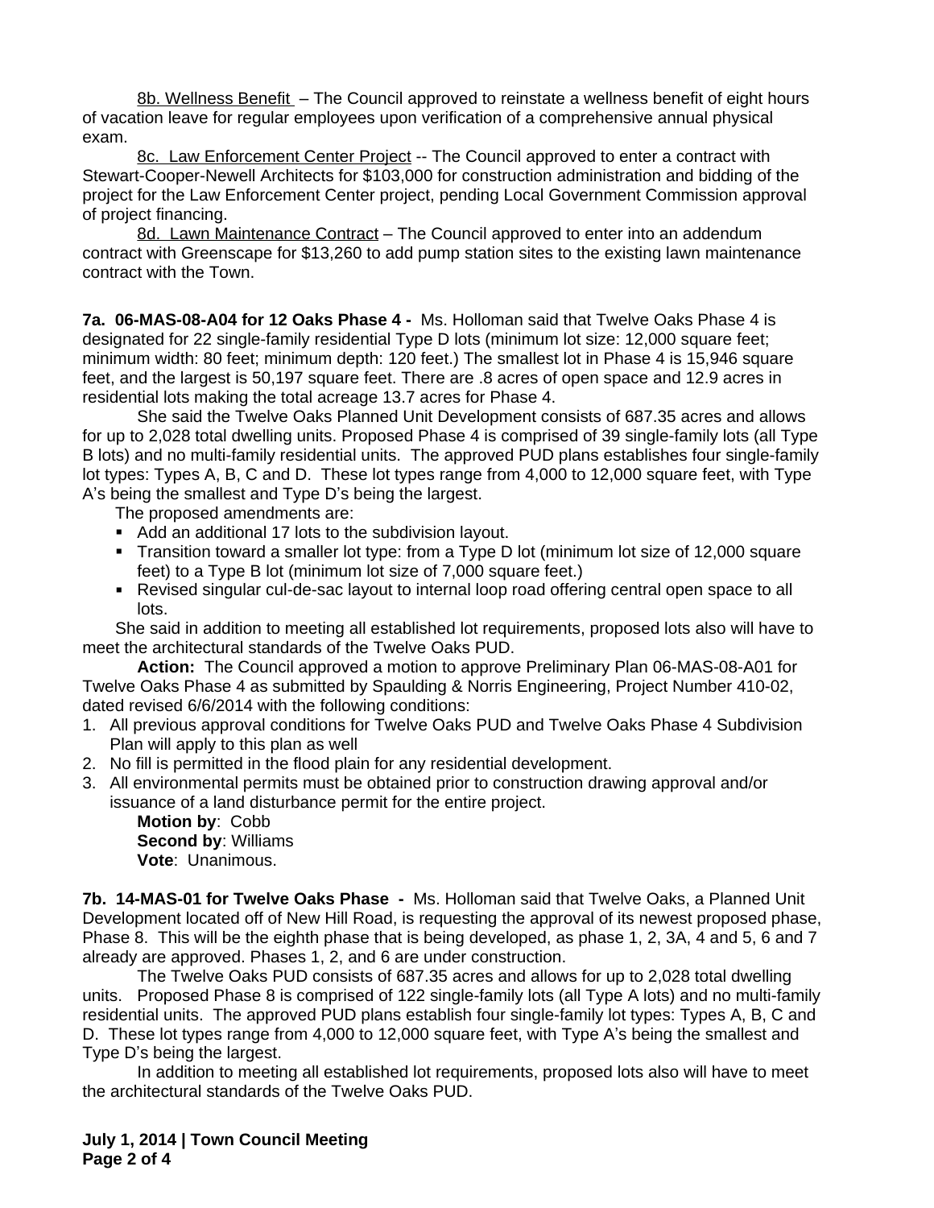8b. Wellness Benefit – The Council approved to reinstate a wellness benefit of eight hours of vacation leave for regular employees upon verification of a comprehensive annual physical exam.

8c. Law Enforcement Center Project -- The Council approved to enter a contract with Stewart-Cooper-Newell Architects for $103,000 for construction administration and bidding of the project for the Law Enforcement Center project, pending Local Government Commission approval of project financing.

8d. Lawn Maintenance Contract – The Council approved to enter into an addendum contract with Greenscape for $13,260 to add pump station sites to the existing lawn maintenance contract with the Town.

**7a. 06-MAS-08-A04 for 12 Oaks Phase 4 -** Ms. Holloman said that Twelve Oaks Phase 4 is designated for 22 single-family residential Type D lots (minimum lot size: 12,000 square feet; minimum width: 80 feet; minimum depth: 120 feet.) The smallest lot in Phase 4 is 15,946 square feet, and the largest is 50,197 square feet. There are .8 acres of open space and 12.9 acres in residential lots making the total acreage 13.7 acres for Phase 4.

She said the Twelve Oaks Planned Unit Development consists of 687.35 acres and allows for up to 2,028 total dwelling units. Proposed Phase 4 is comprised of 39 single-family lots (all Type B lots) and no multi-family residential units. The approved PUD plans establishes four single-family lot types: Types A, B, C and D. These lot types range from 4,000 to 12,000 square feet, with Type A's being the smallest and Type D's being the largest.

The proposed amendments are:

- Add an additional 17 lots to the subdivision layout.
- Transition toward a smaller lot type: from a Type D lot (minimum lot size of 12,000 square feet) to a Type B lot (minimum lot size of 7,000 square feet.)
- Revised singular cul-de-sac layout to internal loop road offering central open space to all lots.

She said in addition to meeting all established lot requirements, proposed lots also will have to meet the architectural standards of the Twelve Oaks PUD.

**Action:** The Council approved a motion to approve Preliminary Plan 06-MAS-08-A01 for Twelve Oaks Phase 4 as submitted by Spaulding & Norris Engineering, Project Number 410-02, dated revised 6/6/2014 with the following conditions:

1. All previous approval conditions for Twelve Oaks PUD and Twelve Oaks Phase 4 Subdivision Plan will apply to this plan as well
2. No fill is permitted in the flood plain for any residential development.
3. All environmental permits must be obtained prior to construction drawing approval and/or issuance of a land disturbance permit for the entire project.

**Motion by**: Cobb
**Second by**: Williams
**Vote**: Unanimous.

**7b. 14-MAS-01 for Twelve Oaks Phase -** Ms. Holloman said that Twelve Oaks, a Planned Unit Development located off of New Hill Road, is requesting the approval of its newest proposed phase, Phase 8. This will be the eighth phase that is being developed, as phase 1, 2, 3A, 4 and 5, 6 and 7 already are approved. Phases 1, 2, and 6 are under construction.

The Twelve Oaks PUD consists of 687.35 acres and allows for up to 2,028 total dwelling units. Proposed Phase 8 is comprised of 122 single-family lots (all Type A lots) and no multi-family residential units. The approved PUD plans establish four single-family lot types: Types A, B, C and D. These lot types range from 4,000 to 12,000 square feet, with Type A's being the smallest and Type D's being the largest.

In addition to meeting all established lot requirements, proposed lots also will have to meet the architectural standards of the Twelve Oaks PUD.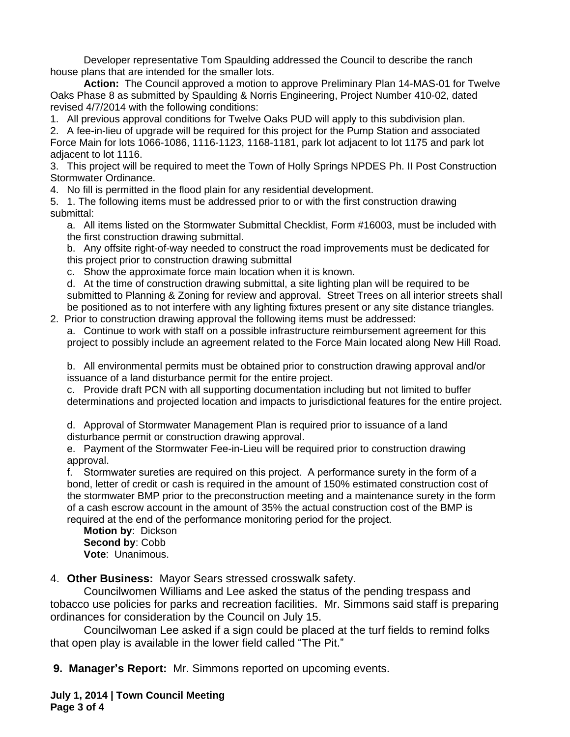Developer representative Tom Spaulding addressed the Council to describe the ranch house plans that are intended for the smaller lots.

**Action:** The Council approved a motion to approve Preliminary Plan 14-MAS-01 for Twelve Oaks Phase 8 as submitted by Spaulding & Norris Engineering, Project Number 410-02, dated revised 4/7/2014 with the following conditions:

1. All previous approval conditions for Twelve Oaks PUD will apply to this subdivision plan.
2. A fee-in-lieu of upgrade will be required for this project for the Pump Station and associated Force Main for lots 1066-1086, 1116-1123, 1168-1181, park lot adjacent to lot 1175 and park lot adjacent to lot 1116.
3. This project will be required to meet the Town of Holly Springs NPDES Ph. II Post Construction Stormwater Ordinance.
4. No fill is permitted in the flood plain for any residential development.
5. 1. The following items must be addressed prior to or with the first construction drawing submittal:
   a. All items listed on the Stormwater Submittal Checklist, Form #16003, must be included with the first construction drawing submittal.
   b. Any offsite right-of-way needed to construct the road improvements must be dedicated for this project prior to construction drawing submittal
   c. Show the approximate force main location when it is known.
   d. At the time of construction drawing submittal, a site lighting plan will be required to be submitted to Planning & Zoning for review and approval. Street Trees on all interior streets shall be positioned as to not interfere with any lighting fixtures present or any site distance triangles.

2. Prior to construction drawing approval the following items must be addressed:
   a. Continue to work with staff on a possible infrastructure reimbursement agreement for this project to possibly include an agreement related to the Force Main located along New Hill Road.
   b. All environmental permits must be obtained prior to construction drawing approval and/or issuance of a land disturbance permit for the entire project.
   c. Provide draft PCN with all supporting documentation including but not limited to buffer determinations and projected location and impacts to jurisdictional features for the entire project.
   d. Approval of Stormwater Management Plan is required prior to issuance of a land disturbance permit or construction drawing approval.
   e. Payment of the Stormwater Fee-in-Lieu will be required prior to construction drawing approval.
   f. Stormwater sureties are required on this project. A performance surety in the form of a bond, letter of credit or cash is required in the amount of 150% estimated construction cost of the stormwater BMP prior to the preconstruction meeting and a maintenance surety in the form of a cash escrow account in the amount of 35% the actual construction cost of the BMP is required at the end of the performance monitoring period for the project.

**Motion by**: Dickson
**Second by**: Cobb
**Vote**: Unanimous.

4. **Other Business:** Mayor Sears stressed crosswalk safety.

Councilwomen Williams and Lee asked the status of the pending trespass and tobacco use policies for parks and recreation facilities. Mr. Simmons said staff is preparing ordinances for consideration by the Council on July 15.

Councilwoman Lee asked if a sign could be placed at the turf fields to remind folks that open play is available in the lower field called "The Pit."

**9. Manager's Report:** Mr. Simmons reported on upcoming events.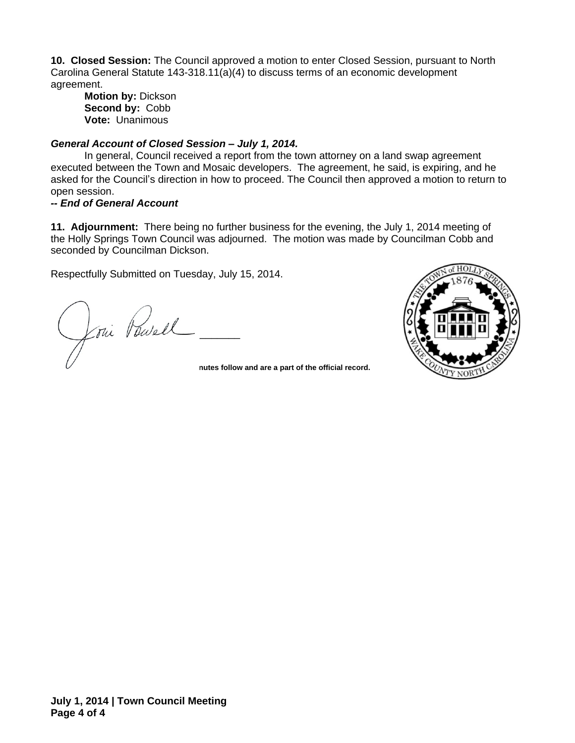**10. Closed Session:** The Council approved a motion to enter Closed Session, pursuant to North Carolina General Statute 143-318.11(a)(4) to discuss terms of an economic development agreement.

**Motion by:** Dickson
**Second by:** Cobb
**Vote:** Unanimous

***General Account of Closed Session – July 1, 2014.***

In general, Council received a report from the town attorney on a land swap agreement executed between the Town and Mosaic developers. The agreement, he said, is expiring, and he asked for the Council's direction in how to proceed. The Council then approved a motion to return to open session.

***-- End of General Account***

**11. Adjournment:** There being no further business for the evening, the July 1, 2014 meeting of the Holly Springs Town Council was adjourned. The motion was made by Councilman Cobb and seconded by Councilman Dickson.

Respectfully Submitted on Tuesday, July 15, 2014.

Joni Powell ______

**nutes follow and are a part of the official record.**